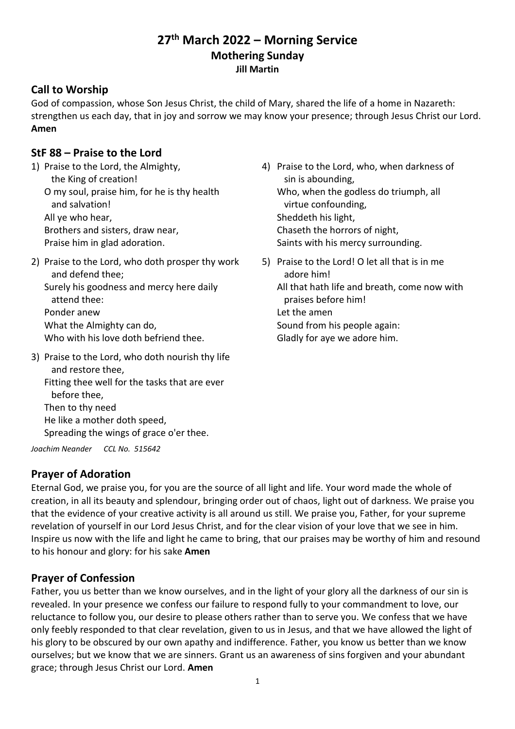# 27th March 2022 – Morning Service

## Mothering Sunday

**Jill Martin**

## Call to Worship

God of compassion, whose Son Jesus Christ, the child of Mary, shared the life of a home in Nazareth: strengthen us each day, that in joy and sorrow we may know your presence; through Jesus Christ our Lord. **Amen**

## StF 88 – Praise to the Lord

1) Praise to the Lord, the Almighty,  
   the King of creation!  
   O my soul, praise him, for he is thy health  
   and salvation!  
   All ye who hear,  
   Brothers and sisters, draw near,  
   Praise him in glad adoration.

2) Praise to the Lord, who doth prosper thy work  
   and defend thee;  
   Surely his goodness and mercy here daily  
   attend thee:  
   Ponder anew  
   What the Almighty can do,  
   Who with his love doth befriend thee.

3) Praise to the Lord, who doth nourish thy life  
   and restore thee,  
   Fitting thee well for the tasks that are ever  
   before thee,  
   Then to thy need  
   He like a mother doth speed,  
   Spreading the wings of grace o'er thee.

4) Praise to the Lord, who, when darkness of  
   sin is abounding,  
   Who, when the godless do triumph, all  
   virtue confounding,  
   Sheddeth his light,  
   Chaseth the horrors of night,  
   Saints with his mercy surrounding.

5) Praise to the Lord! O let all that is in me  
   adore him!  
   All that hath life and breath, come now with  
   praises before him!  
   Let the amen  
   Sound from his people again:  
   Gladly for aye we adore him.

*Joachim Neander CCL No. 515642*

## Prayer of Adoration

Eternal God, we praise you, for you are the source of all light and life. Your word made the whole of creation, in all its beauty and splendour, bringing order out of chaos, light out of darkness. We praise you that the evidence of your creative activity is all around us still. We praise you, Father, for your supreme revelation of yourself in our Lord Jesus Christ, and for the clear vision of your love that we see in him. Inspire us now with the life and light he came to bring, that our praises may be worthy of him and resound to his honour and glory: for his sake **Amen**

## Prayer of Confession

Father, you us better than we know ourselves, and in the light of your glory all the darkness of our sin is revealed. In your presence we confess our failure to respond fully to your commandment to love, our reluctance to follow you, our desire to please others rather than to serve you. We confess that we have only feebly responded to that clear revelation, given to us in Jesus, and that we have allowed the light of his glory to be obscured by our own apathy and indifference. Father, you know us better than we know ourselves; but we know that we are sinners. Grant us an awareness of sins forgiven and your abundant grace; through Jesus Christ our Lord. **Amen**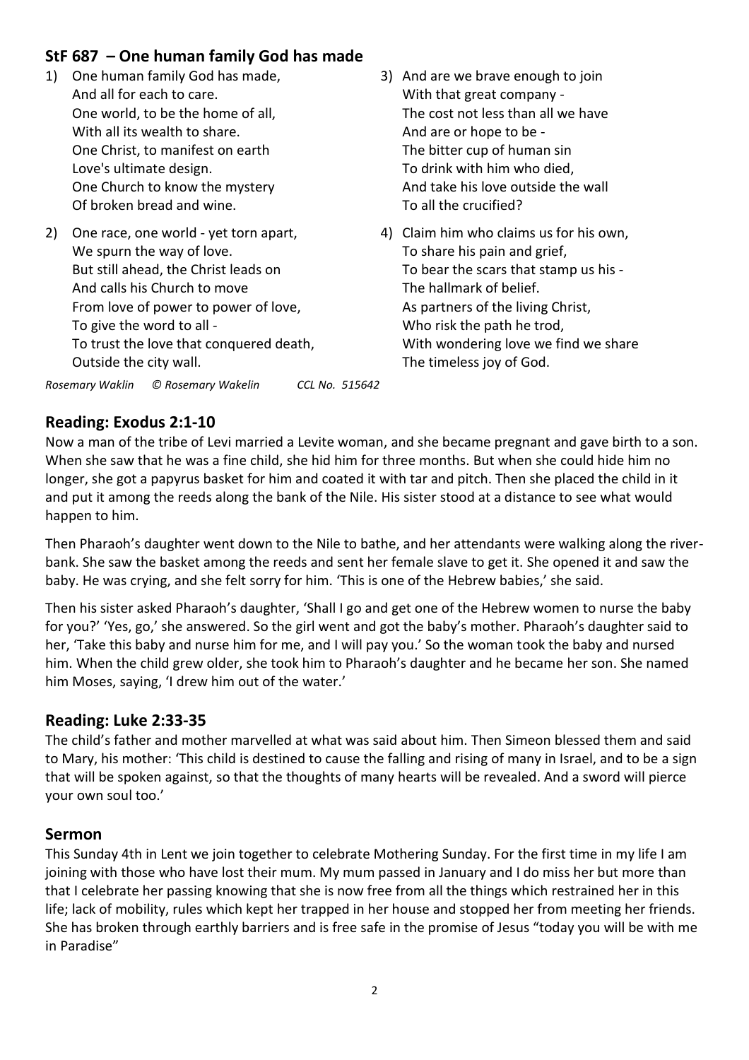## StF 687 – One human family God has made

1) One human family God has made,
   And all for each to care.
   One world, to be the home of all,
   With all its wealth to share.
   One Christ, to manifest on earth
   Love's ultimate design.
   One Church to know the mystery
   Of broken bread and wine.

2) One race, one world - yet torn apart,
   We spurn the way of love.
   But still ahead, the Christ leads on
   And calls his Church to move
   From love of power to power of love,
   To give the word to all -
   To trust the love that conquered death,
   Outside the city wall.

3) And are we brave enough to join
   With that great company -
   The cost not less than all we have
   And are or hope to be -
   The bitter cup of human sin
   To drink with him who died,
   And take his love outside the wall
   To all the crucified?

4) Claim him who claims us for his own,
   To share his pain and grief,
   To bear the scars that stamp us his -
   The hallmark of belief.
   As partners of the living Christ,
   Who risk the path he trod,
   With wondering love we find we share
   The timeless joy of God.

*Rosemary Waklin © Rosemary Wakelin CCL No. 515642*

## Reading: Exodus 2:1-10

Now a man of the tribe of Levi married a Levite woman, and she became pregnant and gave birth to a son. When she saw that he was a fine child, she hid him for three months. But when she could hide him no longer, she got a papyrus basket for him and coated it with tar and pitch. Then she placed the child in it and put it among the reeds along the bank of the Nile. His sister stood at a distance to see what would happen to him.

Then Pharaoh's daughter went down to the Nile to bathe, and her attendants were walking along the river-bank. She saw the basket among the reeds and sent her female slave to get it. She opened it and saw the baby. He was crying, and she felt sorry for him. 'This is one of the Hebrew babies,' she said.

Then his sister asked Pharaoh's daughter, 'Shall I go and get one of the Hebrew women to nurse the baby for you?' 'Yes, go,' she answered. So the girl went and got the baby's mother. Pharaoh's daughter said to her, 'Take this baby and nurse him for me, and I will pay you.' So the woman took the baby and nursed him. When the child grew older, she took him to Pharaoh's daughter and he became her son. She named him Moses, saying, 'I drew him out of the water.'

## Reading: Luke 2:33-35

The child's father and mother marvelled at what was said about him. Then Simeon blessed them and said to Mary, his mother: 'This child is destined to cause the falling and rising of many in Israel, and to be a sign that will be spoken against, so that the thoughts of many hearts will be revealed. And a sword will pierce your own soul too.'

## Sermon

This Sunday 4th in Lent we join together to celebrate Mothering Sunday. For the first time in my life I am joining with those who have lost their mum. My mum passed in January and I do miss her but more than that I celebrate her passing knowing that she is now free from all the things which restrained her in this life; lack of mobility, rules which kept her trapped in her house and stopped her from meeting her friends. She has broken through earthly barriers and is free safe in the promise of Jesus "today you will be with me in Paradise"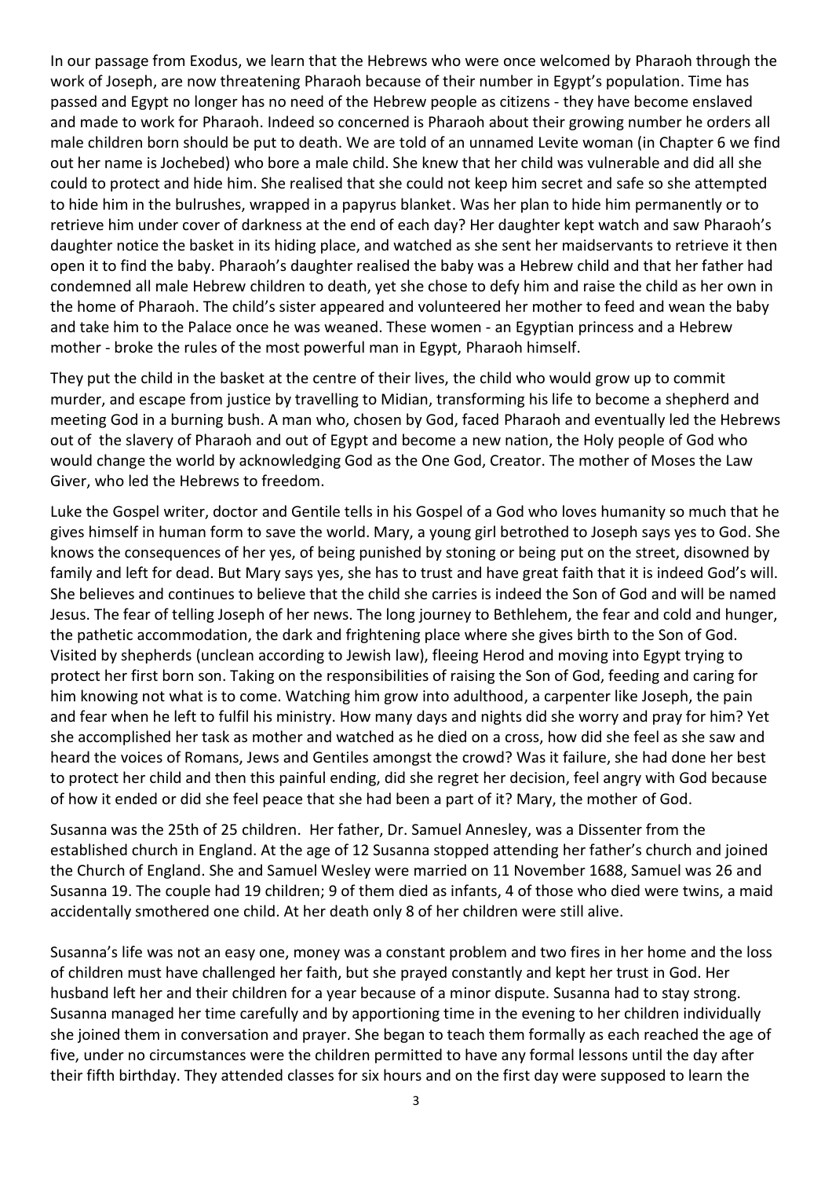In our passage from Exodus, we learn that the Hebrews who were once welcomed by Pharaoh through the work of Joseph, are now threatening Pharaoh because of their number in Egypt's population. Time has passed and Egypt no longer has no need of the Hebrew people as citizens - they have become enslaved and made to work for Pharaoh. Indeed so concerned is Pharaoh about their growing number he orders all male children born should be put to death. We are told of an unnamed Levite woman (in Chapter 6 we find out her name is Jochebed) who bore a male child. She knew that her child was vulnerable and did all she could to protect and hide him. She realised that she could not keep him secret and safe so she attempted to hide him in the bulrushes, wrapped in a papyrus blanket. Was her plan to hide him permanently or to retrieve him under cover of darkness at the end of each day? Her daughter kept watch and saw Pharaoh's daughter notice the basket in its hiding place, and watched as she sent her maidservants to retrieve it then open it to find the baby. Pharaoh's daughter realised the baby was a Hebrew child and that her father had condemned all male Hebrew children to death, yet she chose to defy him and raise the child as her own in the home of Pharaoh. The child's sister appeared and volunteered her mother to feed and wean the baby and take him to the Palace once he was weaned. These women - an Egyptian princess and a Hebrew mother - broke the rules of the most powerful man in Egypt, Pharaoh himself.

They put the child in the basket at the centre of their lives, the child who would grow up to commit murder, and escape from justice by travelling to Midian, transforming his life to become a shepherd and meeting God in a burning bush. A man who, chosen by God, faced Pharaoh and eventually led the Hebrews out of the slavery of Pharaoh and out of Egypt and become a new nation, the Holy people of God who would change the world by acknowledging God as the One God, Creator. The mother of Moses the Law Giver, who led the Hebrews to freedom.

Luke the Gospel writer, doctor and Gentile tells in his Gospel of a God who loves humanity so much that he gives himself in human form to save the world. Mary, a young girl betrothed to Joseph says yes to God. She knows the consequences of her yes, of being punished by stoning or being put on the street, disowned by family and left for dead. But Mary says yes, she has to trust and have great faith that it is indeed God's will. She believes and continues to believe that the child she carries is indeed the Son of God and will be named Jesus. The fear of telling Joseph of her news. The long journey to Bethlehem, the fear and cold and hunger, the pathetic accommodation, the dark and frightening place where she gives birth to the Son of God. Visited by shepherds (unclean according to Jewish law), fleeing Herod and moving into Egypt trying to protect her first born son. Taking on the responsibilities of raising the Son of God, feeding and caring for him knowing not what is to come. Watching him grow into adulthood, a carpenter like Joseph, the pain and fear when he left to fulfil his ministry. How many days and nights did she worry and pray for him? Yet she accomplished her task as mother and watched as he died on a cross, how did she feel as she saw and heard the voices of Romans, Jews and Gentiles amongst the crowd? Was it failure, she had done her best to protect her child and then this painful ending, did she regret her decision, feel angry with God because of how it ended or did she feel peace that she had been a part of it? Mary, the mother of God.

Susanna was the 25th of 25 children. Her father, Dr. Samuel Annesley, was a Dissenter from the established church in England. At the age of 12 Susanna stopped attending her father's church and joined the Church of England. She and Samuel Wesley were married on 11 November 1688, Samuel was 26 and Susanna 19. The couple had 19 children; 9 of them died as infants, 4 of those who died were twins, a maid accidentally smothered one child. At her death only 8 of her children were still alive.

Susanna's life was not an easy one, money was a constant problem and two fires in her home and the loss of children must have challenged her faith, but she prayed constantly and kept her trust in God. Her husband left her and their children for a year because of a minor dispute. Susanna had to stay strong. Susanna managed her time carefully and by apportioning time in the evening to her children individually she joined them in conversation and prayer. She began to teach them formally as each reached the age of five, under no circumstances were the children permitted to have any formal lessons until the day after their fifth birthday. They attended classes for six hours and on the first day were supposed to learn the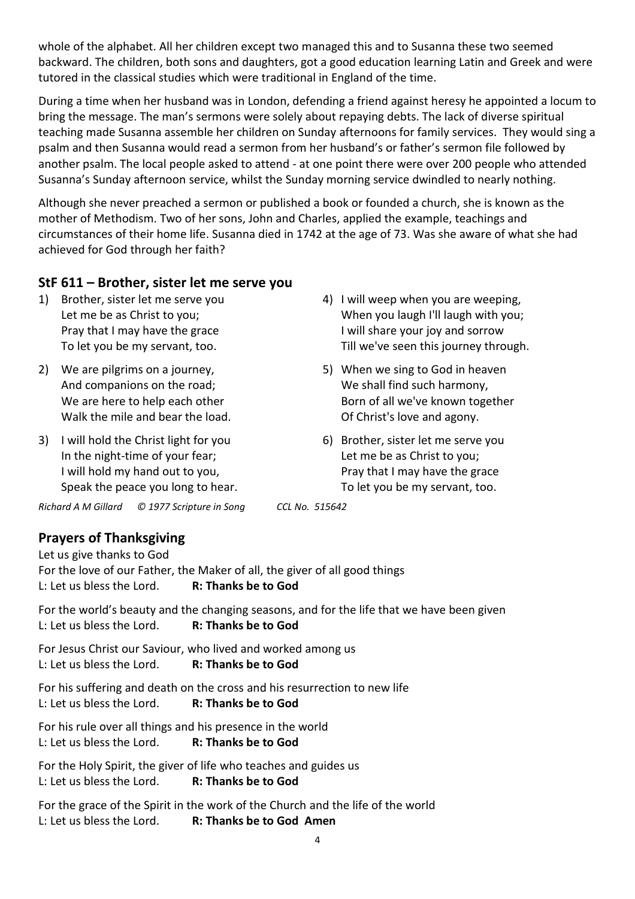whole of the alphabet. All her children except two managed this and to Susanna these two seemed backward. The children, both sons and daughters, got a good education learning Latin and Greek and were tutored in the classical studies which were traditional in England of the time.

During a time when her husband was in London, defending a friend against heresy he appointed a locum to bring the message. The man's sermons were solely about repaying debts. The lack of diverse spiritual teaching made Susanna assemble her children on Sunday afternoons for family services. They would sing a psalm and then Susanna would read a sermon from her husband's or father's sermon file followed by another psalm. The local people asked to attend - at one point there were over 200 people who attended Susanna's Sunday afternoon service, whilst the Sunday morning service dwindled to nearly nothing.

Although she never preached a sermon or published a book or founded a church, she is known as the mother of Methodism. Two of her sons, John and Charles, applied the example, teachings and circumstances of their home life. Susanna died in 1742 at the age of 73. Was she aware of what she had achieved for God through her faith?

## StF 611 – Brother, sister let me serve you

1) Brother, sister let me serve you
   Let me be as Christ to you;
   Pray that I may have the grace
   To let you be my servant, too.

2) We are pilgrims on a journey,
   And companions on the road;
   We are here to help each other
   Walk the mile and bear the load.

3) I will hold the Christ light for you
   In the night-time of your fear;
   I will hold my hand out to you,
   Speak the peace you long to hear.

4) I will weep when you are weeping,
   When you laugh I'll laugh with you;
   I will share your joy and sorrow
   Till we've seen this journey through.

5) When we sing to God in heaven
   We shall find such harmony,
   Born of all we've known together
   Of Christ's love and agony.

6) Brother, sister let me serve you
   Let me be as Christ to you;
   Pray that I may have the grace
   To let you be my servant, too.

*Richard A M Gillard © 1977 Scripture in Song* *CCL No. 515642*

## Prayers of Thanksgiving

Let us give thanks to God
For the love of our Father, the Maker of all, the giver of all good things
L: Let us bless the Lord. **R: Thanks be to God**

For the world's beauty and the changing seasons, and for the life that we have been given
L: Let us bless the Lord. **R: Thanks be to God**

For Jesus Christ our Saviour, who lived and worked among us
L: Let us bless the Lord. **R: Thanks be to God**

For his suffering and death on the cross and his resurrection to new life
L: Let us bless the Lord. **R: Thanks be to God**

For his rule over all things and his presence in the world
L: Let us bless the Lord. **R: Thanks be to God**

For the Holy Spirit, the giver of life who teaches and guides us
L: Let us bless the Lord. **R: Thanks be to God**

For the grace of the Spirit in the work of the Church and the life of the world
L: Let us bless the Lord. **R: Thanks be to God Amen**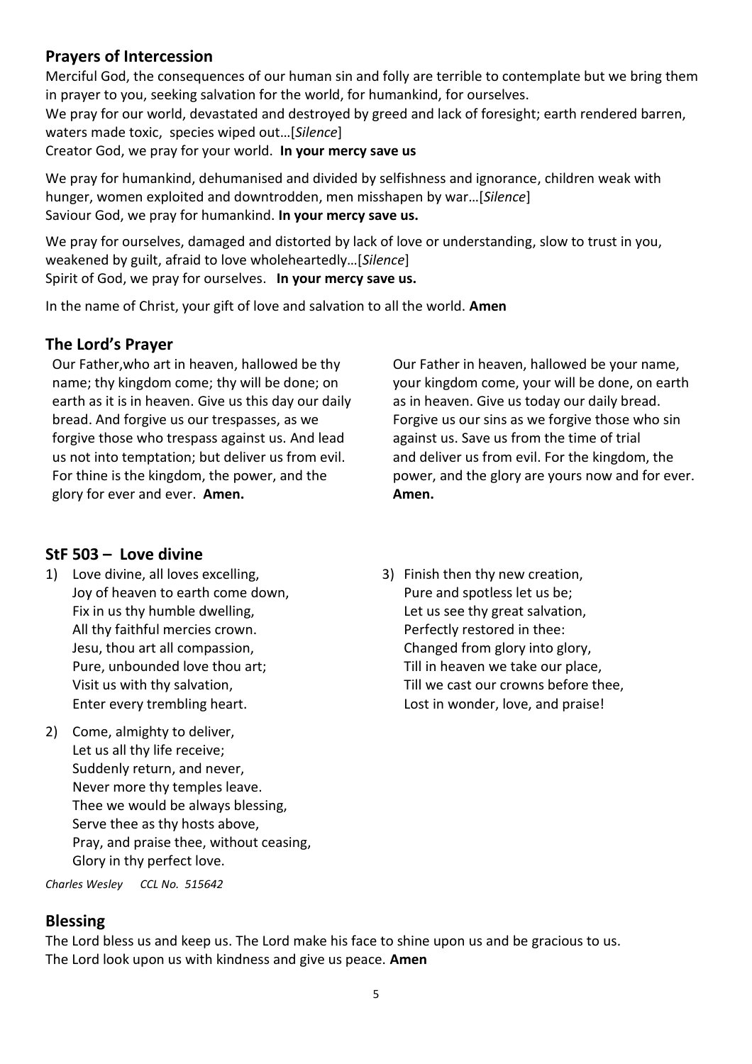## Prayers of Intercession

Merciful God, the consequences of our human sin and folly are terrible to contemplate but we bring them in prayer to you, seeking salvation for the world, for humankind, for ourselves.
We pray for our world, devastated and destroyed by greed and lack of foresight; earth rendered barren, waters made toxic, species wiped out…[*Silence*]
Creator God, we pray for your world. **In your mercy save us**

We pray for humankind, dehumanised and divided by selfishness and ignorance, children weak with hunger, women exploited and downtrodden, men misshapen by war…[*Silence*]
Saviour God, we pray for humankind. **In your mercy save us.**

We pray for ourselves, damaged and distorted by lack of love or understanding, slow to trust in you, weakened by guilt, afraid to love wholeheartedly…[*Silence*]
Spirit of God, we pray for ourselves. **In your mercy save us.**

In the name of Christ, your gift of love and salvation to all the world. **Amen**

## The Lord's Prayer

Our Father,who art in heaven, hallowed be thy name; thy kingdom come; thy will be done; on earth as it is in heaven. Give us this day our daily bread. And forgive us our trespasses, as we forgive those who trespass against us. And lead us not into temptation; but deliver us from evil. For thine is the kingdom, the power, and the glory for ever and ever. **Amen.**

Our Father in heaven, hallowed be your name, your kingdom come, your will be done, on earth as in heaven. Give us today our daily bread. Forgive us our sins as we forgive those who sin against us. Save us from the time of trial and deliver us from evil. For the kingdom, the power, and the glory are yours now and for ever. **Amen.**

## StF 503 – Love divine

1) Love divine, all loves excelling,
Joy of heaven to earth come down,
Fix in us thy humble dwelling,
All thy faithful mercies crown.
Jesu, thou art all compassion,
Pure, unbounded love thou art;
Visit us with thy salvation,
Enter every trembling heart.

2) Come, almighty to deliver,
Let us all thy life receive;
Suddenly return, and never,
Never more thy temples leave.
Thee we would be always blessing,
Serve thee as thy hosts above,
Pray, and praise thee, without ceasing,
Glory in thy perfect love.

3) Finish then thy new creation,
Pure and spotless let us be;
Let us see thy great salvation,
Perfectly restored in thee:
Changed from glory into glory,
Till in heaven we take our place,
Till we cast our crowns before thee,
Lost in wonder, love, and praise!

*Charles Wesley CCL No. 515642*

## Blessing

The Lord bless us and keep us. The Lord make his face to shine upon us and be gracious to us.
The Lord look upon us with kindness and give us peace. **Amen**